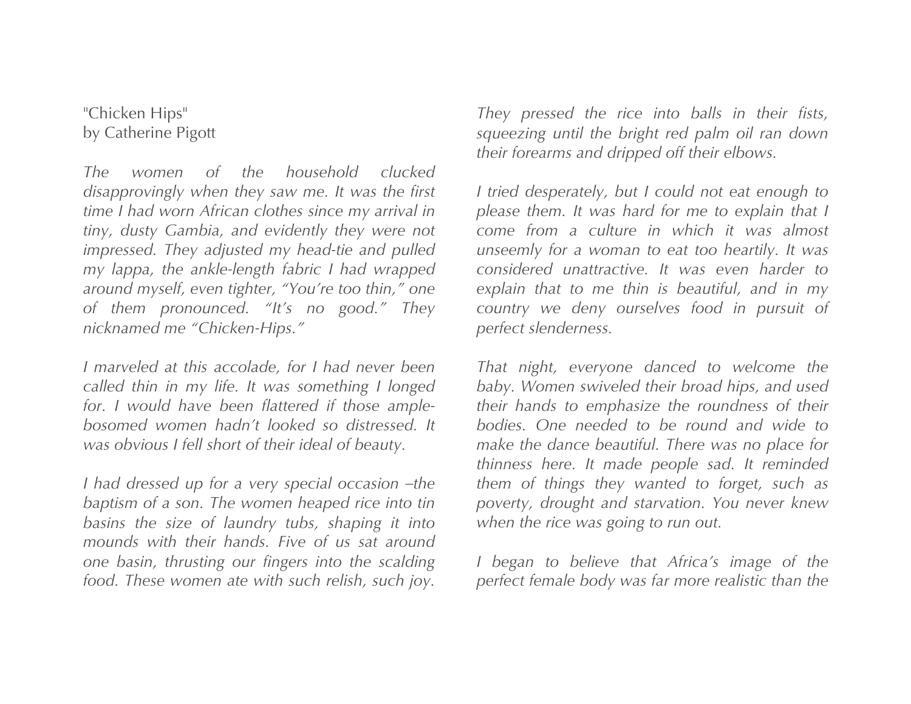"Chicken Hips"
by Catherine Pigott

*The women of the household clucked disapprovingly when they saw me. It was the first time I had worn African clothes since my arrival in tiny, dusty Gambia, and evidently they were not impressed. They adjusted my head-tie and pulled my lappa, the ankle-length fabric I had wrapped around myself, even tighter, "You're too thin," one of them pronounced. "It's no good." They nicknamed me "Chicken-Hips."*

*I marveled at this accolade, for I had never been called thin in my life. It was something I longed for. I would have been flattered if those ample-bosomed women hadn't looked so distressed. It was obvious I fell short of their ideal of beauty.*

*I had dressed up for a very special occasion –the baptism of a son. The women heaped rice into tin basins the size of laundry tubs, shaping it into mounds with their hands. Five of us sat around one basin, thrusting our fingers into the scalding food. These women ate with such relish, such joy. They pressed the rice into balls in their fists, squeezing until the bright red palm oil ran down their forearms and dripped off their elbows.*

*I tried desperately, but I could not eat enough to please them. It was hard for me to explain that I come from a culture in which it was almost unseemly for a woman to eat too heartily. It was considered unattractive. It was even harder to explain that to me thin is beautiful, and in my country we deny ourselves food in pursuit of perfect slenderness.*

*That night, everyone danced to welcome the baby. Women swiveled their broad hips, and used their hands to emphasize the roundness of their bodies. One needed to be round and wide to make the dance beautiful. There was no place for thinness here. It made people sad. It reminded them of things they wanted to forget, such as poverty, drought and starvation. You never knew when the rice was going to run out.*

*I began to believe that Africa's image of the perfect female body was far more realistic than the*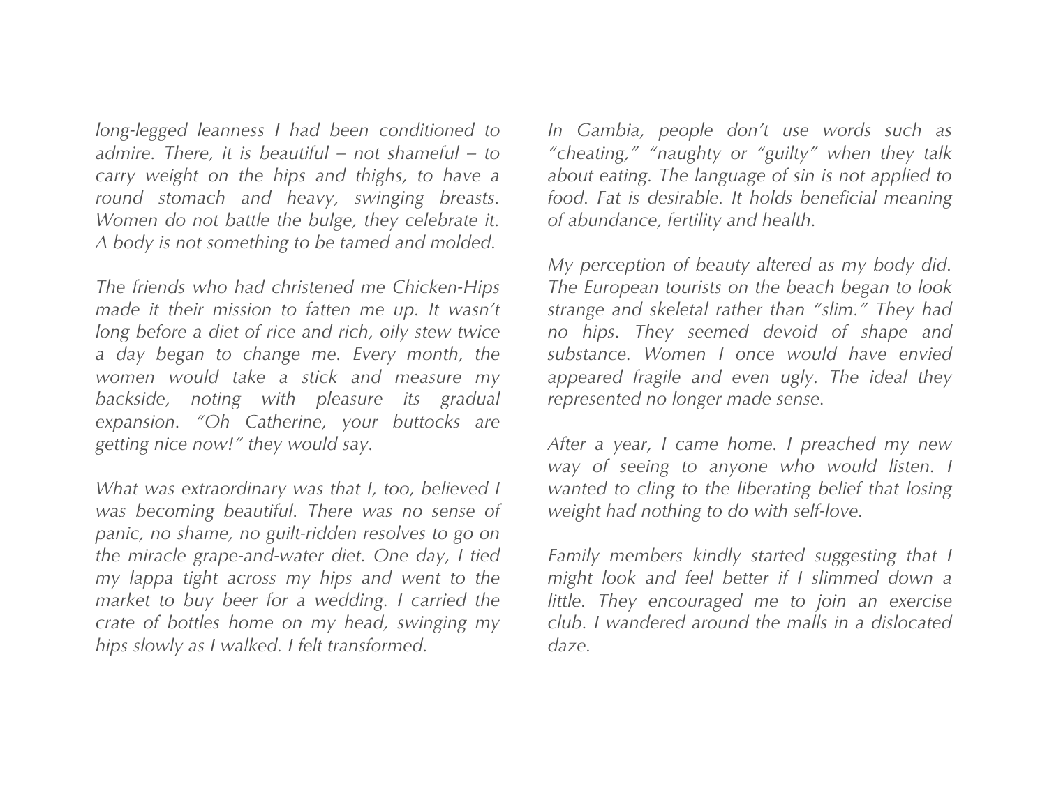*long-legged leanness I had been conditioned to admire. There, it is beautiful – not shameful – to carry weight on the hips and thighs, to have a round stomach and heavy, swinging breasts. Women do not battle the bulge, they celebrate it. A body is not something to be tamed and molded.*

*The friends who had christened me Chicken-Hips made it their mission to fatten me up. It wasn't long before a diet of rice and rich, oily stew twice a day began to change me. Every month, the women would take a stick and measure my backside, noting with pleasure its gradual expansion. "Oh Catherine, your buttocks are getting nice now!" they would say.*

*What was extraordinary was that I, too, believed I was becoming beautiful. There was no sense of panic, no shame, no guilt-ridden resolves to go on the miracle grape-and-water diet. One day, I tied my lappa tight across my hips and went to the market to buy beer for a wedding. I carried the crate of bottles home on my head, swinging my hips slowly as I walked. I felt transformed.*

*In Gambia, people don't use words such as "cheating," "naughty or "guilty" when they talk about eating. The language of sin is not applied to food. Fat is desirable. It holds beneficial meaning of abundance, fertility and health.*

*My perception of beauty altered as my body did. The European tourists on the beach began to look strange and skeletal rather than "slim." They had no hips. They seemed devoid of shape and substance. Women I once would have envied appeared fragile and even ugly. The ideal they represented no longer made sense.*

*After a year, I came home. I preached my new way of seeing to anyone who would listen. I wanted to cling to the liberating belief that losing weight had nothing to do with self-love.*

*Family members kindly started suggesting that I might look and feel better if I slimmed down a little. They encouraged me to join an exercise club. I wandered around the malls in a dislocated daze.*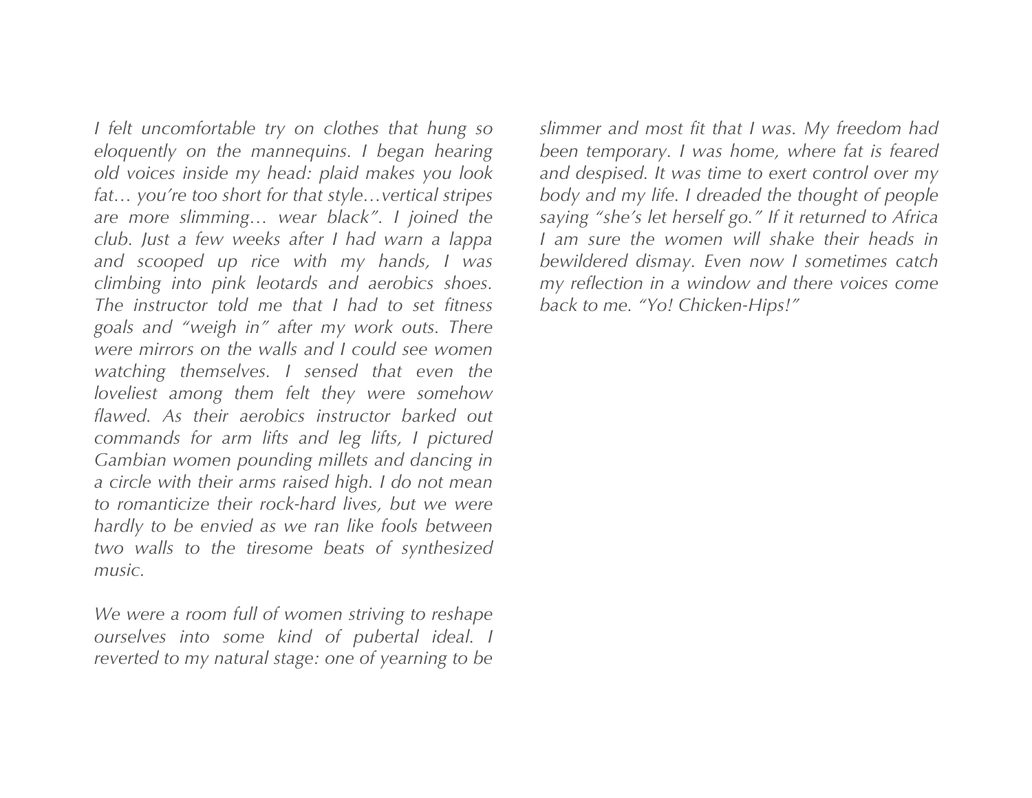*I felt uncomfortable try on clothes that hung so eloquently on the mannequins. I began hearing old voices inside my head: plaid makes you look fat… you're too short for that style…vertical stripes are more slimming… wear black". I joined the club. Just a few weeks after I had warn a lappa and scooped up rice with my hands, I was climbing into pink leotards and aerobics shoes. The instructor told me that I had to set fitness goals and "weigh in" after my work outs. There were mirrors on the walls and I could see women watching themselves. I sensed that even the loveliest among them felt they were somehow flawed. As their aerobics instructor barked out commands for arm lifts and leg lifts, I pictured Gambian women pounding millets and dancing in a circle with their arms raised high. I do not mean to romanticize their rock-hard lives, but we were hardly to be envied as we ran like fools between two walls to the tiresome beats of synthesized music.*

*We were a room full of women striving to reshape ourselves into some kind of pubertal ideal. I reverted to my natural stage: one of yearning to be slimmer and most fit that I was. My freedom had been temporary. I was home, where fat is feared and despised. It was time to exert control over my body and my life. I dreaded the thought of people saying "she's let herself go." If it returned to Africa I am sure the women will shake their heads in bewildered dismay. Even now I sometimes catch my reflection in a window and there voices come back to me. "Yo! Chicken-Hips!"*